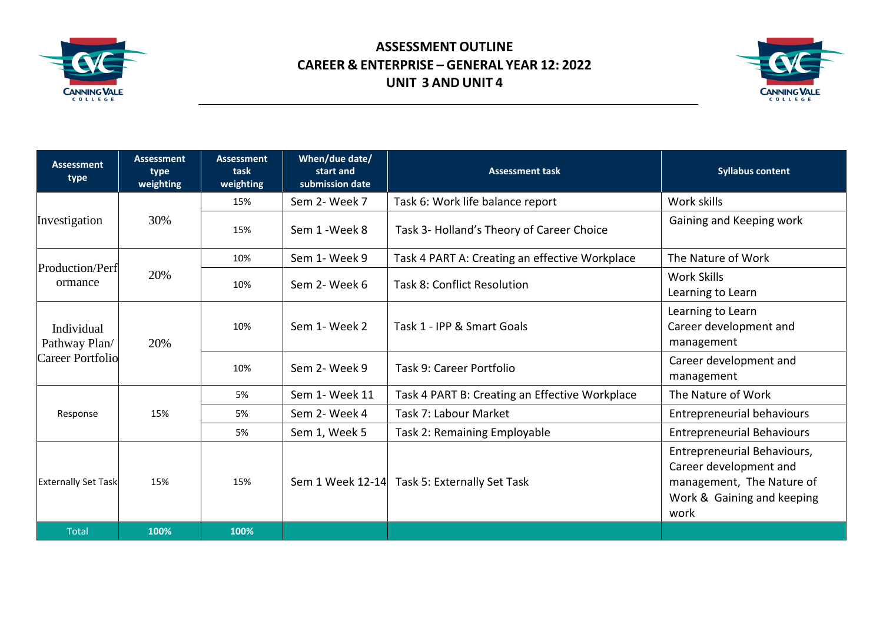# ASSESSMENT OUTLINE
## CAREER & ENTERPRISE – GENERAL YEAR 12: 2022
## UNIT 3 AND UNIT 4

| Assessment type | Assessment type weighting | Assessment task weighting | When/due date/ start and submission date | Assessment task | Syllabus content |
|---|---|---|---|---|---|
| Investigation | 30% | 15% | Sem 2- Week 7 | Task 6: Work life balance report | Work skills |
| | | 15% | Sem 1 -Week 8 | Task 3- Holland's Theory of Career Choice | Gaining and Keeping work |
| Production/Performance | 20% | 10% | Sem 1- Week 9 | Task 4 PART A: Creating an effective Workplace | The Nature of Work |
| | | 10% | Sem 2- Week 6 | Task 8: Conflict Resolution | Work Skills<br>Learning to Learn |
| Individual Pathway Plan/ Career Portfolio | 20% | 10% | Sem 1- Week 2 | Task 1 - IPP & Smart Goals | Learning to Learn<br>Career development and management |
| | | 10% | Sem 2- Week 9 | Task 9: Career Portfolio | Career development and management |
| Response | 15% | 5% | Sem 1- Week 11 | Task 4 PART B: Creating an Effective Workplace | The Nature of Work |
| | | 5% | Sem 2- Week 4 | Task 7: Labour Market | Entrepreneurial behaviours |
| | | 5% | Sem 1, Week 5 | Task 2: Remaining Employable | Entrepreneurial Behaviours |
| Externally Set Task | 15% | 15% | Sem 1 Week 12-14 | Task 5: Externally Set Task | Entrepreneurial Behaviours, Career development and management, The Nature of Work & Gaining and keeping work |
| Total | **100%** | **100%** | | | |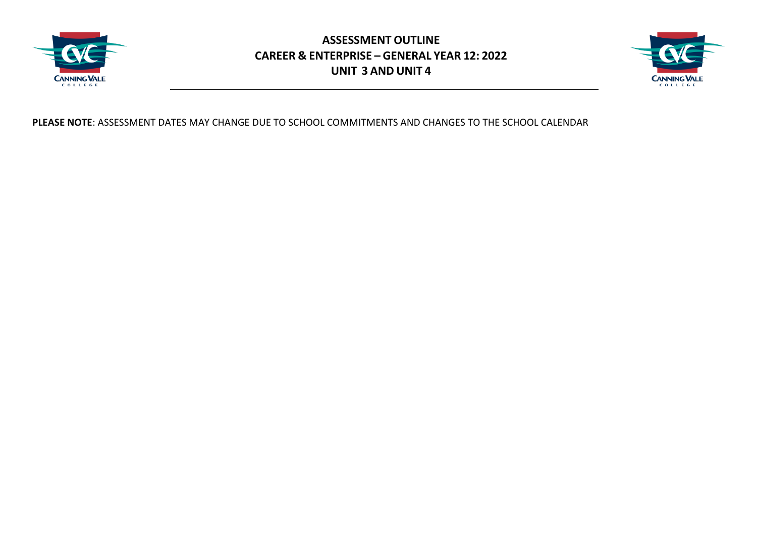# ASSESSMENT OUTLINE
# CAREER & ENTERPRISE – GENERAL YEAR 12: 2022
# UNIT 3 AND UNIT 4

**PLEASE NOTE**: ASSESSMENT DATES MAY CHANGE DUE TO SCHOOL COMMITMENTS AND CHANGES TO THE SCHOOL CALENDAR